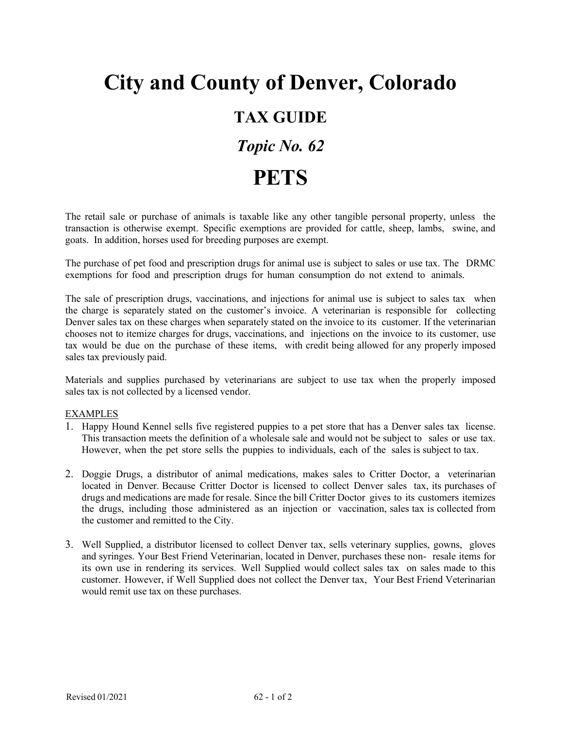# City and County of Denver, Colorado

## TAX GUIDE

## *Topic No. 62*

# PETS

The retail sale or purchase of animals is taxable like any other tangible personal property, unless the transaction is otherwise exempt. Specific exemptions are provided for cattle, sheep, lambs, swine, and goats. In addition, horses used for breeding purposes are exempt.

The purchase of pet food and prescription drugs for animal use is subject to sales or use tax. The DRMC exemptions for food and prescription drugs for human consumption do not extend to animals.

The sale of prescription drugs, vaccinations, and injections for animal use is subject to sales tax when the charge is separately stated on the customer's invoice. A veterinarian is responsible for collecting Denver sales tax on these charges when separately stated on the invoice to its customer. If the veterinarian chooses not to itemize charges for drugs, vaccinations, and injections on the invoice to its customer, use tax would be due on the purchase of these items, with credit being allowed for any properly imposed sales tax previously paid.

Materials and supplies purchased by veterinarians are subject to use tax when the properly imposed sales tax is not collected by a licensed vendor.

EXAMPLES

1. Happy Hound Kennel sells five registered puppies to a pet store that has a Denver sales tax license. This transaction meets the definition of a wholesale sale and would not be subject to sales or use tax. However, when the pet store sells the puppies to individuals, each of the sales is subject to tax.

2. Doggie Drugs, a distributor of animal medications, makes sales to Critter Doctor, a veterinarian located in Denver. Because Critter Doctor is licensed to collect Denver sales tax, its purchases of drugs and medications are made for resale. Since the bill Critter Doctor gives to its customers itemizes the drugs, including those administered as an injection or vaccination, sales tax is collected from the customer and remitted to the City.

3. Well Supplied, a distributor licensed to collect Denver tax, sells veterinary supplies, gowns, gloves and syringes. Your Best Friend Veterinarian, located in Denver, purchases these non- resale items for its own use in rendering its services. Well Supplied would collect sales tax on sales made to this customer. However, if Well Supplied does not collect the Denver tax, Your Best Friend Veterinarian would remit use tax on these purchases.

Revised 01/2021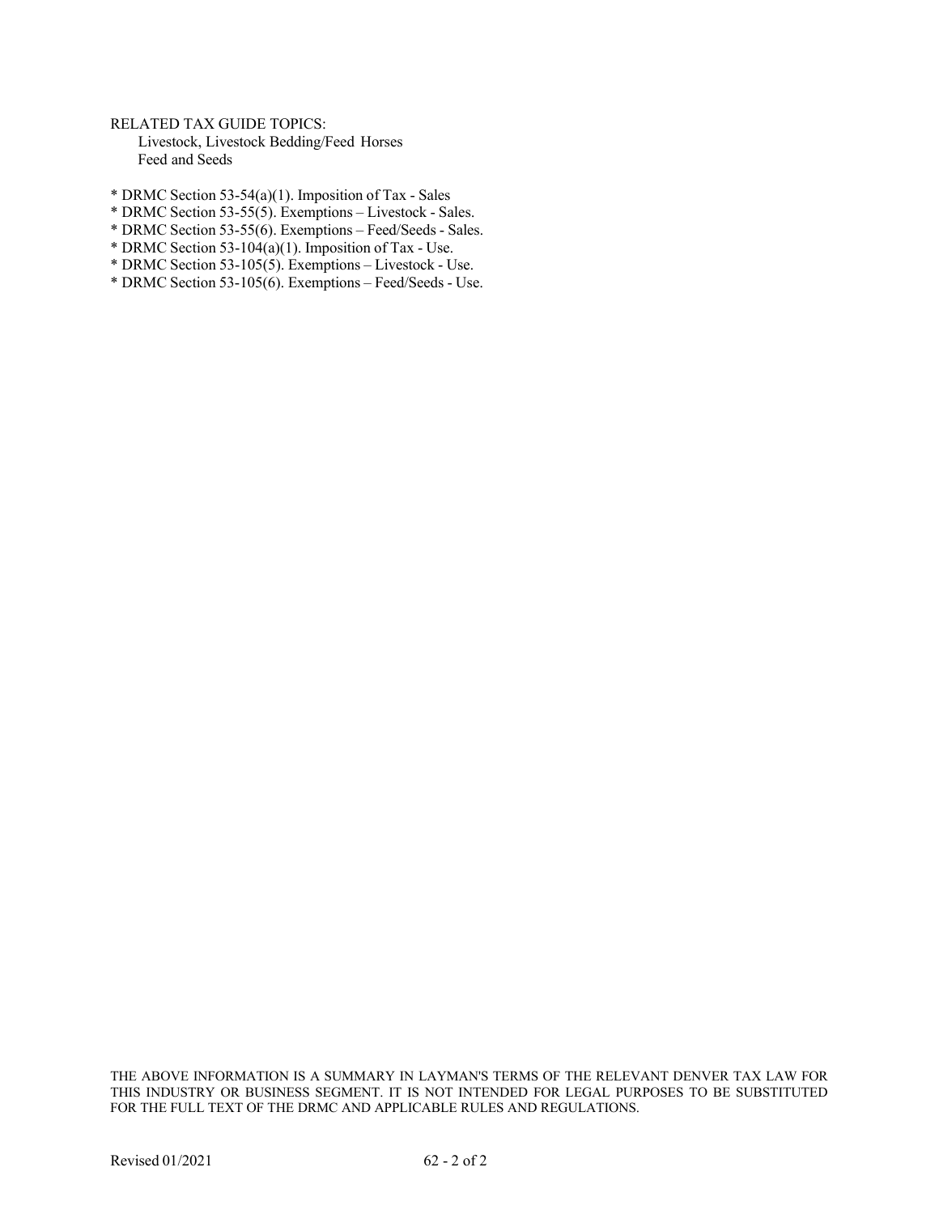RELATED TAX GUIDE TOPICS:

Livestock, Livestock Bedding/Feed Horses
Feed and Seeds

* DRMC Section 53-54(a)(1). Imposition of Tax - Sales
* DRMC Section 53-55(5). Exemptions – Livestock - Sales.
* DRMC Section 53-55(6). Exemptions – Feed/Seeds - Sales.
* DRMC Section 53-104(a)(1). Imposition of Tax - Use.
* DRMC Section 53-105(5). Exemptions – Livestock - Use.
* DRMC Section 53-105(6). Exemptions – Feed/Seeds - Use.

THE ABOVE INFORMATION IS A SUMMARY IN LAYMAN'S TERMS OF THE RELEVANT DENVER TAX LAW FOR THIS INDUSTRY OR BUSINESS SEGMENT. IT IS NOT INTENDED FOR LEGAL PURPOSES TO BE SUBSTITUTED FOR THE FULL TEXT OF THE DRMC AND APPLICABLE RULES AND REGULATIONS.

Revised 01/2021